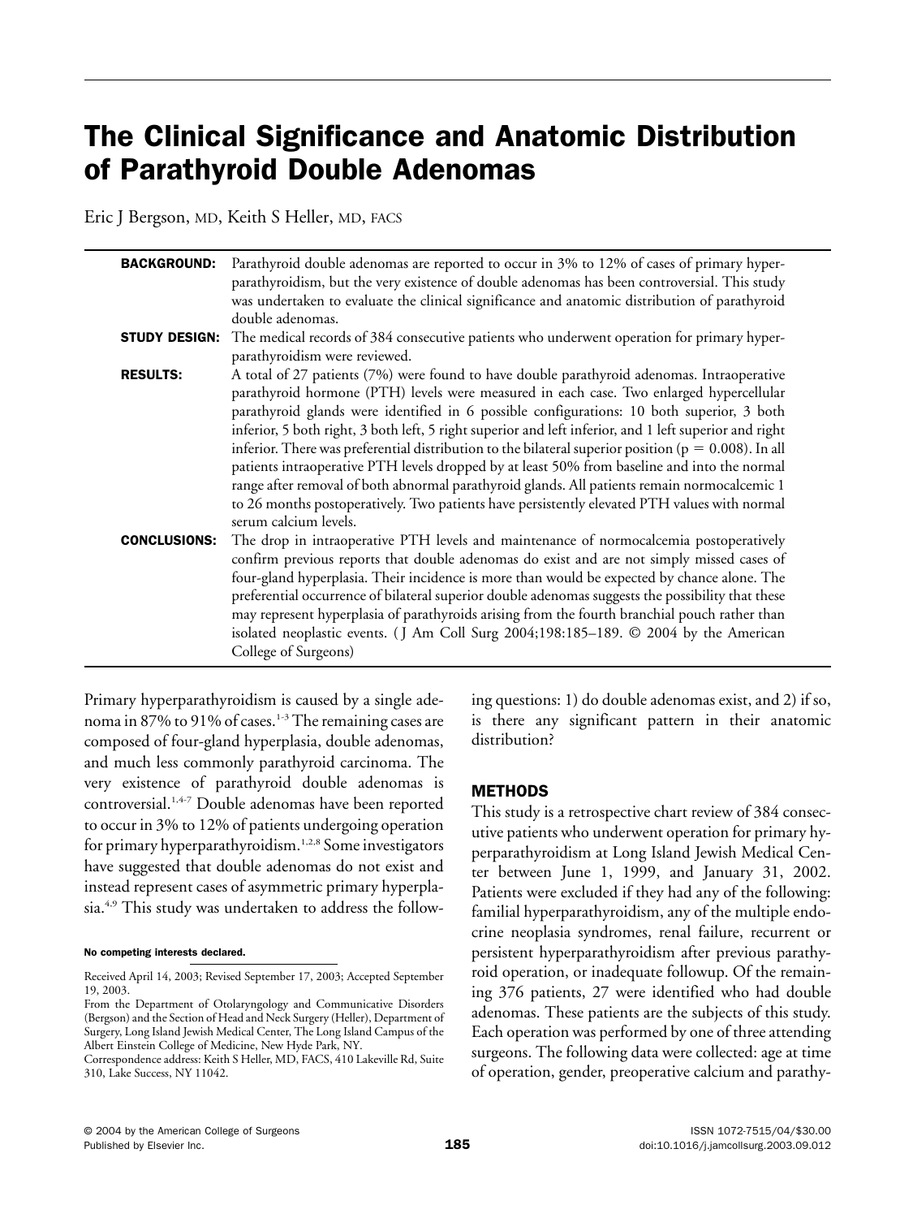# The Clinical Significance and Anatomic Distribution of Parathyroid Double Adenomas

Eric J Bergson, MD, Keith S Heller, MD, FACS

**BACKGROUND:** Parathyroid double adenomas are reported to occur in 3% to 12% of cases of primary hyperparathyroidism, but the very existence of double adenomas has been controversial. This study was undertaken to evaluate the clinical significance and anatomic distribution of parathyroid double adenomas.

**STUDY DESIGN:** The medical records of 384 consecutive patients who underwent operation for primary hyperparathyroidism were reviewed.

**RESULTS:** A total of 27 patients (7%) were found to have double parathyroid adenomas. Intraoperative parathyroid hormone (PTH) levels were measured in each case. Two enlarged hypercellular parathyroid glands were identified in 6 possible configurations: 10 both superior, 3 both inferior, 5 both right, 3 both left, 5 right superior and left inferior, and 1 left superior and right inferior. There was preferential distribution to the bilateral superior position ($p = 0.008$). In all patients intraoperative PTH levels dropped by at least 50% from baseline and into the normal range after removal of both abnormal parathyroid glands. All patients remain normocalcemic 1 to 26 months postoperatively. Two patients have persistently elevated PTH values with normal serum calcium levels.

**CONCLUSIONS:** The drop in intraoperative PTH levels and maintenance of normocalcemia postoperatively confirm previous reports that double adenomas do exist and are not simply missed cases of four-gland hyperplasia. Their incidence is more than would be expected by chance alone. The preferential occurrence of bilateral superior double adenomas suggests the possibility that these may represent hyperplasia of parathyroids arising from the fourth branchial pouch rather than isolated neoplastic events. (J Am Coll Surg 2004;198:185–189. © 2004 by the American College of Surgeons)

Primary hyperparathyroidism is caused by a single adenoma in 87% to 91% of cases.[1-3] The remaining cases are composed of four-gland hyperplasia, double adenomas, and much less commonly parathyroid carcinoma. The very existence of parathyroid double adenomas is controversial.[1,4-7] Double adenomas have been reported to occur in 3% to 12% of patients undergoing operation for primary hyperparathyroidism.[1,2,8] Some investigators have suggested that double adenomas do not exist and instead represent cases of asymmetric primary hyperplasia.[4,9] This study was undertaken to address the following questions: 1) do double adenomas exist, and 2) if so, is there any significant pattern in their anatomic distribution?

**No competing interests declared.**

Received April 14, 2003; Revised September 17, 2003; Accepted September 19, 2003.

From the Department of Otolaryngology and Communicative Disorders (Bergson) and the Section of Head and Neck Surgery (Heller), Department of Surgery, Long Island Jewish Medical Center, The Long Island Campus of the Albert Einstein College of Medicine, New Hyde Park, NY.

Correspondence address: Keith S Heller, MD, FACS, 410 Lakeville Rd, Suite 310, Lake Success, NY 11042.

## METHODS

This study is a retrospective chart review of 384 consecutive patients who underwent operation for primary hyperparathyroidism at Long Island Jewish Medical Center between June 1, 1999, and January 31, 2002. Patients were excluded if they had any of the following: familial hyperparathyroidism, any of the multiple endocrine neoplasia syndromes, renal failure, recurrent or persistent hyperparathyroidism after previous parathyroid operation, or inadequate followup. Of the remaining 376 patients, 27 were identified who had double adenomas. These patients are the subjects of this study. Each operation was performed by one of three attending surgeons. The following data were collected: age at time of operation, gender, preoperative calcium and parathy-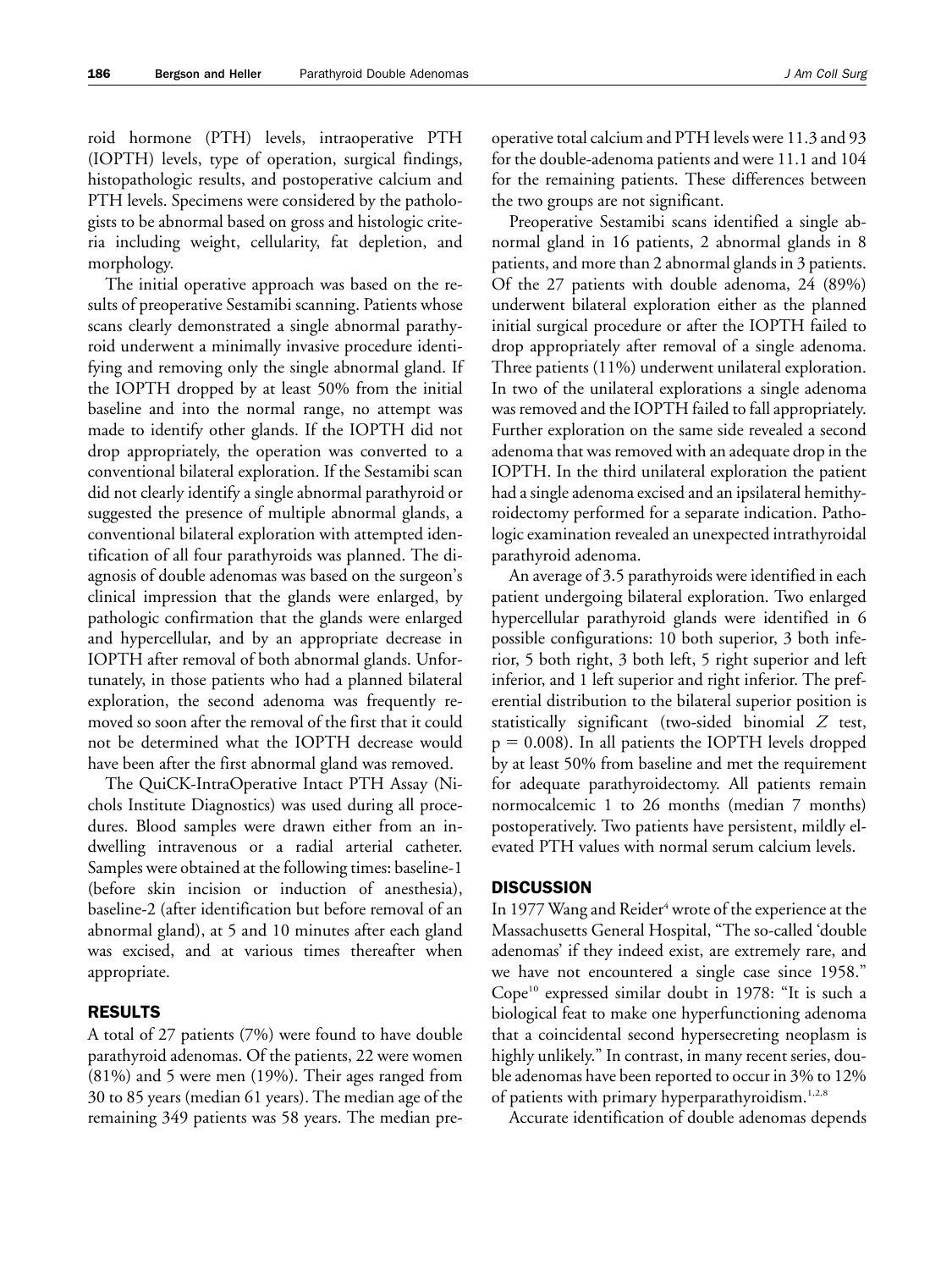roid hormone (PTH) levels, intraoperative PTH (IOPTH) levels, type of operation, surgical findings, histopathologic results, and postoperative calcium and PTH levels. Specimens were considered by the pathologists to be abnormal based on gross and histologic criteria including weight, cellularity, fat depletion, and morphology.

The initial operative approach was based on the results of preoperative Sestamibi scanning. Patients whose scans clearly demonstrated a single abnormal parathyroid underwent a minimally invasive procedure identifying and removing only the single abnormal gland. If the IOPTH dropped by at least 50% from the initial baseline and into the normal range, no attempt was made to identify other glands. If the IOPTH did not drop appropriately, the operation was converted to a conventional bilateral exploration. If the Sestamibi scan did not clearly identify a single abnormal parathyroid or suggested the presence of multiple abnormal glands, a conventional bilateral exploration with attempted identification of all four parathyroids was planned. The diagnosis of double adenomas was based on the surgeon's clinical impression that the glands were enlarged, by pathologic confirmation that the glands were enlarged and hypercellular, and by an appropriate decrease in IOPTH after removal of both abnormal glands. Unfortunately, in those patients who had a planned bilateral exploration, the second adenoma was frequently removed so soon after the removal of the first that it could not be determined what the IOPTH decrease would have been after the first abnormal gland was removed.

The QuiCK-IntraOperative Intact PTH Assay (Nichols Institute Diagnostics) was used during all procedures. Blood samples were drawn either from an indwelling intravenous or a radial arterial catheter. Samples were obtained at the following times: baseline-1 (before skin incision or induction of anesthesia), baseline-2 (after identification but before removal of an abnormal gland), at 5 and 10 minutes after each gland was excised, and at various times thereafter when appropriate.

## RESULTS

A total of 27 patients (7%) were found to have double parathyroid adenomas. Of the patients, 22 were women (81%) and 5 were men (19%). Their ages ranged from 30 to 85 years (median 61 years). The median age of the remaining 349 patients was 58 years. The median preoperative total calcium and PTH levels were 11.3 and 93 for the double-adenoma patients and were 11.1 and 104 for the remaining patients. These differences between the two groups are not significant.

Preoperative Sestamibi scans identified a single abnormal gland in 16 patients, 2 abnormal glands in 8 patients, and more than 2 abnormal glands in 3 patients. Of the 27 patients with double adenoma, 24 (89%) underwent bilateral exploration either as the planned initial surgical procedure or after the IOPTH failed to drop appropriately after removal of a single adenoma. Three patients (11%) underwent unilateral exploration. In two of the unilateral explorations a single adenoma was removed and the IOPTH failed to fall appropriately. Further exploration on the same side revealed a second adenoma that was removed with an adequate drop in the IOPTH. In the third unilateral exploration the patient had a single adenoma excised and an ipsilateral hemithyroidectomy performed for a separate indication. Pathologic examination revealed an unexpected intrathyroidal parathyroid adenoma.

An average of 3.5 parathyroids were identified in each patient undergoing bilateral exploration. Two enlarged hypercellular parathyroid glands were identified in 6 possible configurations: 10 both superior, 3 both inferior, 5 both right, 3 both left, 5 right superior and left inferior, and 1 left superior and right inferior. The preferential distribution to the bilateral superior position is statistically significant (two-sided binomial $Z$ test, $p = 0.008$). In all patients the IOPTH levels dropped by at least 50% from baseline and met the requirement for adequate parathyroidectomy. All patients remain normocalcemic 1 to 26 months (median 7 months) postoperatively. Two patients have persistent, mildly elevated PTH values with normal serum calcium levels.

## DISCUSSION

In 1977 Wang and Reider[4] wrote of the experience at the Massachusetts General Hospital, "The so-called 'double adenomas' if they indeed exist, are extremely rare, and we have not encountered a single case since 1958." Cope[10] expressed similar doubt in 1978: "It is such a biological feat to make one hyperfunctioning adenoma that a coincidental second hypersecreting neoplasm is highly unlikely." In contrast, in many recent series, double adenomas have been reported to occur in 3% to 12% of patients with primary hyperparathyroidism.[1,2,8]

Accurate identification of double adenomas depends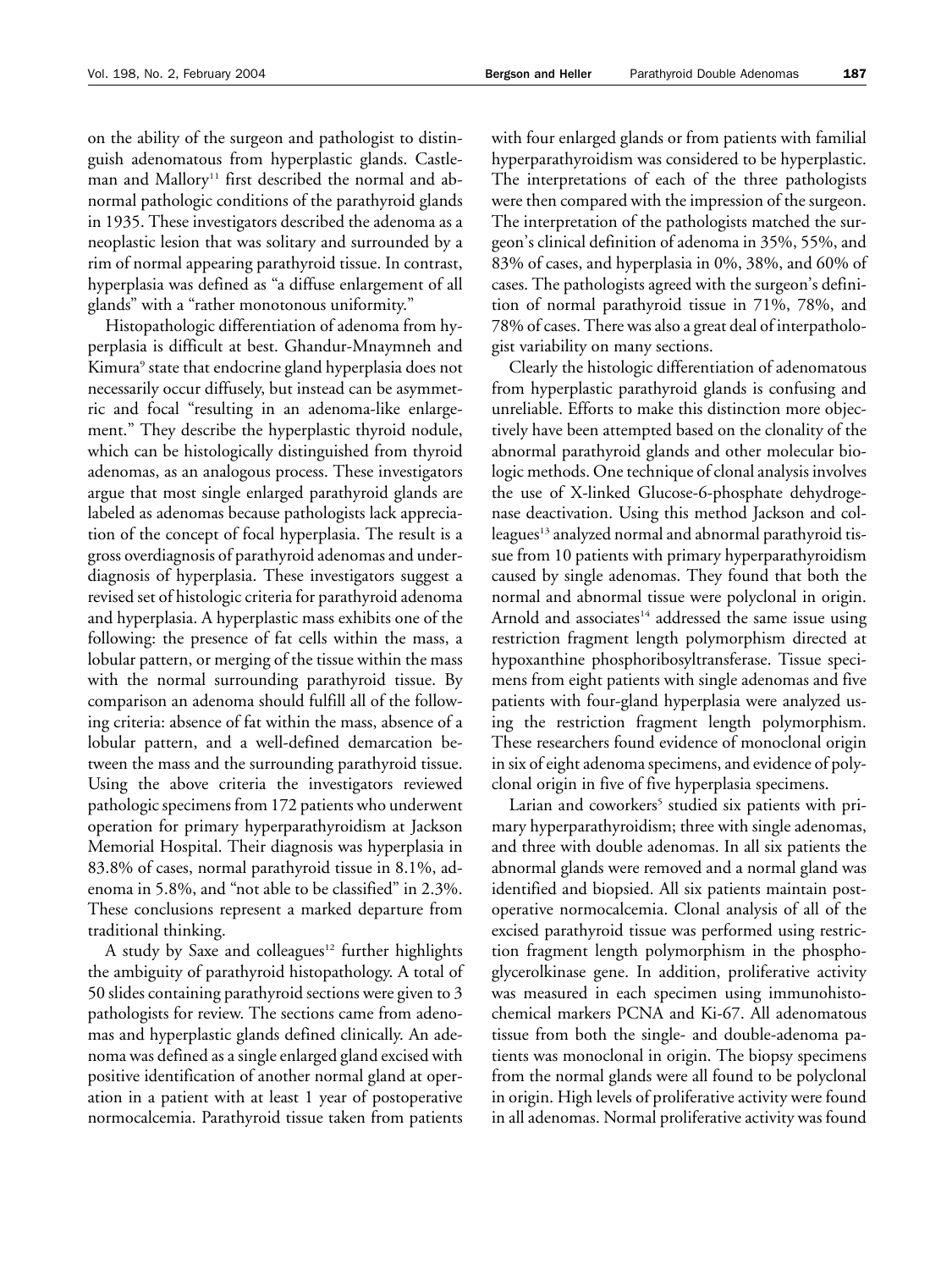on the ability of the surgeon and pathologist to distinguish adenomatous from hyperplastic glands. Castleman and Mallory[11] first described the normal and abnormal pathologic conditions of the parathyroid glands in 1935. These investigators described the adenoma as a neoplastic lesion that was solitary and surrounded by a rim of normal appearing parathyroid tissue. In contrast, hyperplasia was defined as "a diffuse enlargement of all glands" with a "rather monotonous uniformity."

Histopathologic differentiation of adenoma from hyperplasia is difficult at best. Ghandur-Mnaymneh and Kimura[9] state that endocrine gland hyperplasia does not necessarily occur diffusely, but instead can be asymmetric and focal "resulting in an adenoma-like enlargement." They describe the hyperplastic thyroid nodule, which can be histologically distinguished from thyroid adenomas, as an analogous process. These investigators argue that most single enlarged parathyroid glands are labeled as adenomas because pathologists lack appreciation of the concept of focal hyperplasia. The result is a gross overdiagnosis of parathyroid adenomas and underdiagnosis of hyperplasia. These investigators suggest a revised set of histologic criteria for parathyroid adenoma and hyperplasia. A hyperplastic mass exhibits one of the following: the presence of fat cells within the mass, a lobular pattern, or merging of the tissue within the mass with the normal surrounding parathyroid tissue. By comparison an adenoma should fulfill all of the following criteria: absence of fat within the mass, absence of a lobular pattern, and a well-defined demarcation between the mass and the surrounding parathyroid tissue. Using the above criteria the investigators reviewed pathologic specimens from 172 patients who underwent operation for primary hyperparathyroidism at Jackson Memorial Hospital. Their diagnosis was hyperplasia in 83.8% of cases, normal parathyroid tissue in 8.1%, adenoma in 5.8%, and "not able to be classified" in 2.3%. These conclusions represent a marked departure from traditional thinking.

A study by Saxe and colleagues[12] further highlights the ambiguity of parathyroid histopathology. A total of 50 slides containing parathyroid sections were given to 3 pathologists for review. The sections came from adenomas and hyperplastic glands defined clinically. An adenoma was defined as a single enlarged gland excised with positive identification of another normal gland at operation in a patient with at least 1 year of postoperative normocalcemia. Parathyroid tissue taken from patients with four enlarged glands or from patients with familial hyperparathyroidism was considered to be hyperplastic. The interpretations of each of the three pathologists were then compared with the impression of the surgeon. The interpretation of the pathologists matched the surgeon's clinical definition of adenoma in 35%, 55%, and 83% of cases, and hyperplasia in 0%, 38%, and 60% of cases. The pathologists agreed with the surgeon's definition of normal parathyroid tissue in 71%, 78%, and 78% of cases. There was also a great deal of interpathologist variability on many sections.

Clearly the histologic differentiation of adenomatous from hyperplastic parathyroid glands is confusing and unreliable. Efforts to make this distinction more objectively have been attempted based on the clonality of the abnormal parathyroid glands and other molecular biologic methods. One technique of clonal analysis involves the use of X-linked Glucose-6-phosphate dehydrogenase deactivation. Using this method Jackson and colleagues[13] analyzed normal and abnormal parathyroid tissue from 10 patients with primary hyperparathyroidism caused by single adenomas. They found that both the normal and abnormal tissue were polyclonal in origin. Arnold and associates[14] addressed the same issue using restriction fragment length polymorphism directed at hypoxanthine phosphoribosyltransferase. Tissue specimens from eight patients with single adenomas and five patients with four-gland hyperplasia were analyzed using the restriction fragment length polymorphism. These researchers found evidence of monoclonal origin in six of eight adenoma specimens, and evidence of polyclonal origin in five of five hyperplasia specimens.

Larian and coworkers[5] studied six patients with primary hyperparathyroidism; three with single adenomas, and three with double adenomas. In all six patients the abnormal glands were removed and a normal gland was identified and biopsied. All six patients maintain postoperative normocalcemia. Clonal analysis of all of the excised parathyroid tissue was performed using restriction fragment length polymorphism in the phosphoglycerolkinase gene. In addition, proliferative activity was measured in each specimen using immunohistochemical markers PCNA and Ki-67. All adenomatous tissue from both the single- and double-adenoma patients was monoclonal in origin. The biopsy specimens from the normal glands were all found to be polyclonal in origin. High levels of proliferative activity were found in all adenomas. Normal proliferative activity was found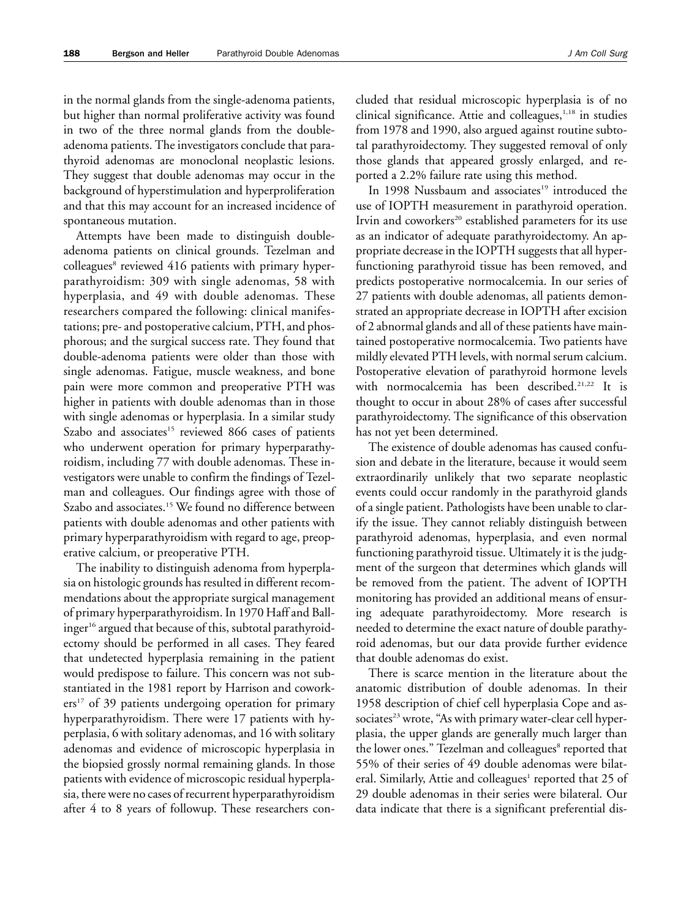in the normal glands from the single-adenoma patients, but higher than normal proliferative activity was found in two of the three normal glands from the double-adenoma patients. The investigators conclude that parathyroid adenomas are monoclonal neoplastic lesions. They suggest that double adenomas may occur in the background of hyperstimulation and hyperproliferation and that this may account for an increased incidence of spontaneous mutation.

Attempts have been made to distinguish double-adenoma patients on clinical grounds. Tezelman and colleagues[8] reviewed 416 patients with primary hyperparathyroidism: 309 with single adenomas, 58 with hyperplasia, and 49 with double adenomas. These researchers compared the following: clinical manifestations; pre- and postoperative calcium, PTH, and phosphorous; and the surgical success rate. They found that double-adenoma patients were older than those with single adenomas. Fatigue, muscle weakness, and bone pain were more common and preoperative PTH was higher in patients with double adenomas than in those with single adenomas or hyperplasia. In a similar study Szabo and associates[15] reviewed 866 cases of patients who underwent operation for primary hyperparathyroidism, including 77 with double adenomas. These investigators were unable to confirm the findings of Tezelman and colleagues. Our findings agree with those of Szabo and associates.[15] We found no difference between patients with double adenomas and other patients with primary hyperparathyroidism with regard to age, preoperative calcium, or preoperative PTH.

The inability to distinguish adenoma from hyperplasia on histologic grounds has resulted in different recommendations about the appropriate surgical management of primary hyperparathyroidism. In 1970 Haff and Ballinger[16] argued that because of this, subtotal parathyroidectomy should be performed in all cases. They feared that undetected hyperplasia remaining in the patient would predispose to failure. This concern was not substantiated in the 1981 report by Harrison and coworkers[17] of 39 patients undergoing operation for primary hyperparathyroidism. There were 17 patients with hyperplasia, 6 with solitary adenomas, and 16 with solitary adenomas and evidence of microscopic hyperplasia in the biopsied grossly normal remaining glands. In those patients with evidence of microscopic residual hyperplasia, there were no cases of recurrent hyperparathyroidism after 4 to 8 years of followup. These researchers concluded that residual microscopic hyperplasia is of no clinical significance. Attie and colleagues,[1,18] in studies from 1978 and 1990, also argued against routine subtotal parathyroidectomy. They suggested removal of only those glands that appeared grossly enlarged, and reported a 2.2% failure rate using this method.

In 1998 Nussbaum and associates[19] introduced the use of IOPTH measurement in parathyroid operation. Irvin and coworkers[20] established parameters for its use as an indicator of adequate parathyroidectomy. An appropriate decrease in the IOPTH suggests that all hyperfunctioning parathyroid tissue has been removed, and predicts postoperative normocalcemia. In our series of 27 patients with double adenomas, all patients demonstrated an appropriate decrease in IOPTH after excision of 2 abnormal glands and all of these patients have maintained postoperative normocalcemia. Two patients have mildly elevated PTH levels, with normal serum calcium. Postoperative elevation of parathyroid hormone levels with normocalcemia has been described.[21,22] It is thought to occur in about 28% of cases after successful parathyroidectomy. The significance of this observation has not yet been determined.

The existence of double adenomas has caused confusion and debate in the literature, because it would seem extraordinarily unlikely that two separate neoplastic events could occur randomly in the parathyroid glands of a single patient. Pathologists have been unable to clarify the issue. They cannot reliably distinguish between parathyroid adenomas, hyperplasia, and even normal functioning parathyroid tissue. Ultimately it is the judgment of the surgeon that determines which glands will be removed from the patient. The advent of IOPTH monitoring has provided an additional means of ensuring adequate parathyroidectomy. More research is needed to determine the exact nature of double parathyroid adenomas, but our data provide further evidence that double adenomas do exist.

There is scarce mention in the literature about the anatomic distribution of double adenomas. In their 1958 description of chief cell hyperplasia Cope and associates[23] wrote, "As with primary water-clear cell hyperplasia, the upper glands are generally much larger than the lower ones." Tezelman and colleagues[8] reported that 55% of their series of 49 double adenomas were bilateral. Similarly, Attie and colleagues[1] reported that 25 of 29 double adenomas in their series were bilateral. Our data indicate that there is a significant preferential dis-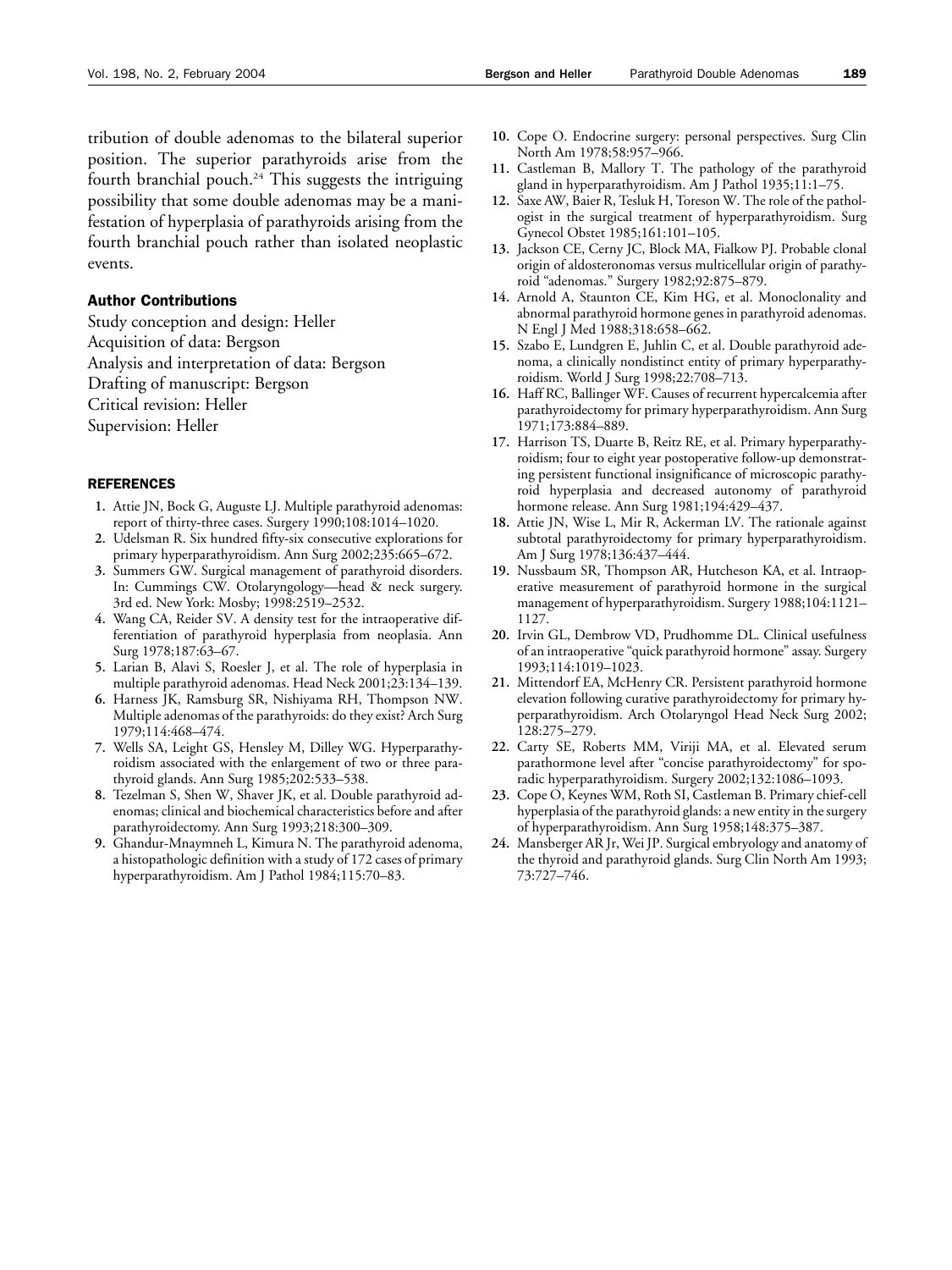tribution of double adenomas to the bilateral superior position. The superior parathyroids arise from the fourth branchial pouch.[24] This suggests the intriguing possibility that some double adenomas may be a manifestation of hyperplasia of parathyroids arising from the fourth branchial pouch rather than isolated neoplastic events.

### Author Contributions

Study conception and design: Heller
Acquisition of data: Bergson
Analysis and interpretation of data: Bergson
Drafting of manuscript: Bergson
Critical revision: Heller
Supervision: Heller

### REFERENCES

1. Attie JN, Bock G, Auguste LJ. Multiple parathyroid adenomas: report of thirty-three cases. Surgery 1990;108:1014–1020.
2. Udelsman R. Six hundred fifty-six consecutive explorations for primary hyperparathyroidism. Ann Surg 2002;235:665–672.
3. Summers GW. Surgical management of parathyroid disorders. In: Cummings CW. Otolaryngology—head & neck surgery. 3rd ed. New York: Mosby; 1998:2519–2532.
4. Wang CA, Reider SV. A density test for the intraoperative differentiation of parathyroid hyperplasia from neoplasia. Ann Surg 1978;187:63–67.
5. Larian B, Alavi S, Roesler J, et al. The role of hyperplasia in multiple parathyroid adenomas. Head Neck 2001;23:134–139.
6. Harness JK, Ramsburg SR, Nishiyama RH, Thompson NW. Multiple adenomas of the parathyroids: do they exist? Arch Surg 1979;114:468–474.
7. Wells SA, Leight GS, Hensley M, Dilley WG. Hyperparathyroidism associated with the enlargement of two or three parathyroid glands. Ann Surg 1985;202:533–538.
8. Tezelman S, Shen W, Shaver JK, et al. Double parathyroid adenomas; clinical and biochemical characteristics before and after parathyroidectomy. Ann Surg 1993;218:300–309.
9. Ghandur-Mnaymneh L, Kimura N. The parathyroid adenoma, a histopathologic definition with a study of 172 cases of primary hyperparathyroidism. Am J Pathol 1984;115:70–83.
10. Cope O. Endocrine surgery: personal perspectives. Surg Clin North Am 1978;58:957–966.
11. Castleman B, Mallory T. The pathology of the parathyroid gland in hyperparathyroidism. Am J Pathol 1935;11:1–75.
12. Saxe AW, Baier R, Tesluk H, Toreson W. The role of the pathologist in the surgical treatment of hyperparathyroidism. Surg Gynecol Obstet 1985;161:101–105.
13. Jackson CE, Cerny JC, Block MA, Fialkow PJ. Probable clonal origin of aldosteronomas versus multicellular origin of parathyroid "adenomas." Surgery 1982;92:875–879.
14. Arnold A, Staunton CE, Kim HG, et al. Monoclonality and abnormal parathyroid hormone genes in parathyroid adenomas. N Engl J Med 1988;318:658–662.
15. Szabo E, Lundgren E, Juhlin C, et al. Double parathyroid adenoma, a clinically nondistinct entity of primary hyperparathyroidism. World J Surg 1998;22:708–713.
16. Haff RC, Ballinger WF. Causes of recurrent hypercalcemia after parathyroidectomy for primary hyperparathyroidism. Ann Surg 1971;173:884–889.
17. Harrison TS, Duarte B, Reitz RE, et al. Primary hyperparathyroidism; four to eight year postoperative follow-up demonstrating persistent functional insignificance of microscopic parathyroid hyperplasia and decreased autonomy of parathyroid hormone release. Ann Surg 1981;194:429–437.
18. Attie JN, Wise L, Mir R, Ackerman LV. The rationale against subtotal parathyroidectomy for primary hyperparathyroidism. Am J Surg 1978;136:437–444.
19. Nussbaum SR, Thompson AR, Hutcheson KA, et al. Intraoperative measurement of parathyroid hormone in the surgical management of hyperparathyroidism. Surgery 1988;104:1121–1127.
20. Irvin GL, Dembrow VD, Prudhomme DL. Clinical usefulness of an intraoperative "quick parathyroid hormone" assay. Surgery 1993;114:1019–1023.
21. Mittendorf EA, McHenry CR. Persistent parathyroid hormone elevation following curative parathyroidectomy for primary hyperparathyroidism. Arch Otolaryngol Head Neck Surg 2002;128:275–279.
22. Carty SE, Roberts MM, Viriji MA, et al. Elevated serum parathormone level after "concise parathyroidectomy" for sporadic hyperparathyroidism. Surgery 2002;132:1086–1093.
23. Cope O, Keynes WM, Roth SI, Castleman B. Primary chief-cell hyperplasia of the parathyroid glands: a new entity in the surgery of hyperparathyroidism. Ann Surg 1958;148:375–387.
24. Mansberger AR Jr, Wei JP. Surgical embryology and anatomy of the thyroid and parathyroid glands. Surg Clin North Am 1993;73:727–746.